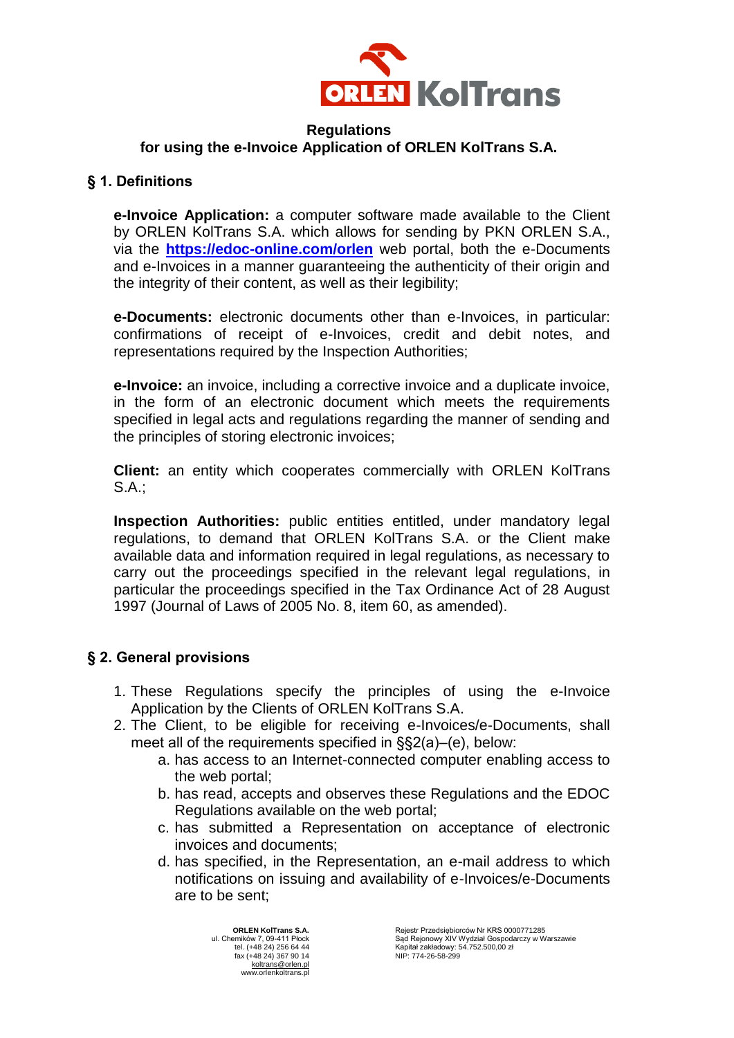# Regulations
## for using the e-Invoice Application of ORLEN KolTrans S.A.

### § 1. Definitions

**e-Invoice Application:** a computer software made available to the Client by ORLEN KolTrans S.A. which allows for sending by PKN ORLEN S.A., via the **https://edoc-online.com/orlen** web portal, both the e-Documents and e-Invoices in a manner guaranteeing the authenticity of their origin and the integrity of their content, as well as their legibility;

**e-Documents:** electronic documents other than e-Invoices, in particular: confirmations of receipt of e-Invoices, credit and debit notes, and representations required by the Inspection Authorities;

**e-Invoice:** an invoice, including a corrective invoice and a duplicate invoice, in the form of an electronic document which meets the requirements specified in legal acts and regulations regarding the manner of sending and the principles of storing electronic invoices;

**Client:** an entity which cooperates commercially with ORLEN KolTrans S.A.;

**Inspection Authorities:** public entities entitled, under mandatory legal regulations, to demand that ORLEN KolTrans S.A. or the Client make available data and information required in legal regulations, as necessary to carry out the proceedings specified in the relevant legal regulations, in particular the proceedings specified in the Tax Ordinance Act of 28 August 1997 (Journal of Laws of 2005 No. 8, item 60, as amended).

### § 2. General provisions

1. These Regulations specify the principles of using the e-Invoice Application by the Clients of ORLEN KolTrans S.A.
2. The Client, to be eligible for receiving e-Invoices/e-Documents, shall meet all of the requirements specified in §§2(a)–(e), below:
   a. has access to an Internet-connected computer enabling access to the web portal;
   b. has read, accepts and observes these Regulations and the EDOC Regulations available on the web portal;
   c. has submitted a Representation on acceptance of electronic invoices and documents;
   d. has specified, in the Representation, an e-mail address to which notifications on issuing and availability of e-Invoices/e-Documents are to be sent;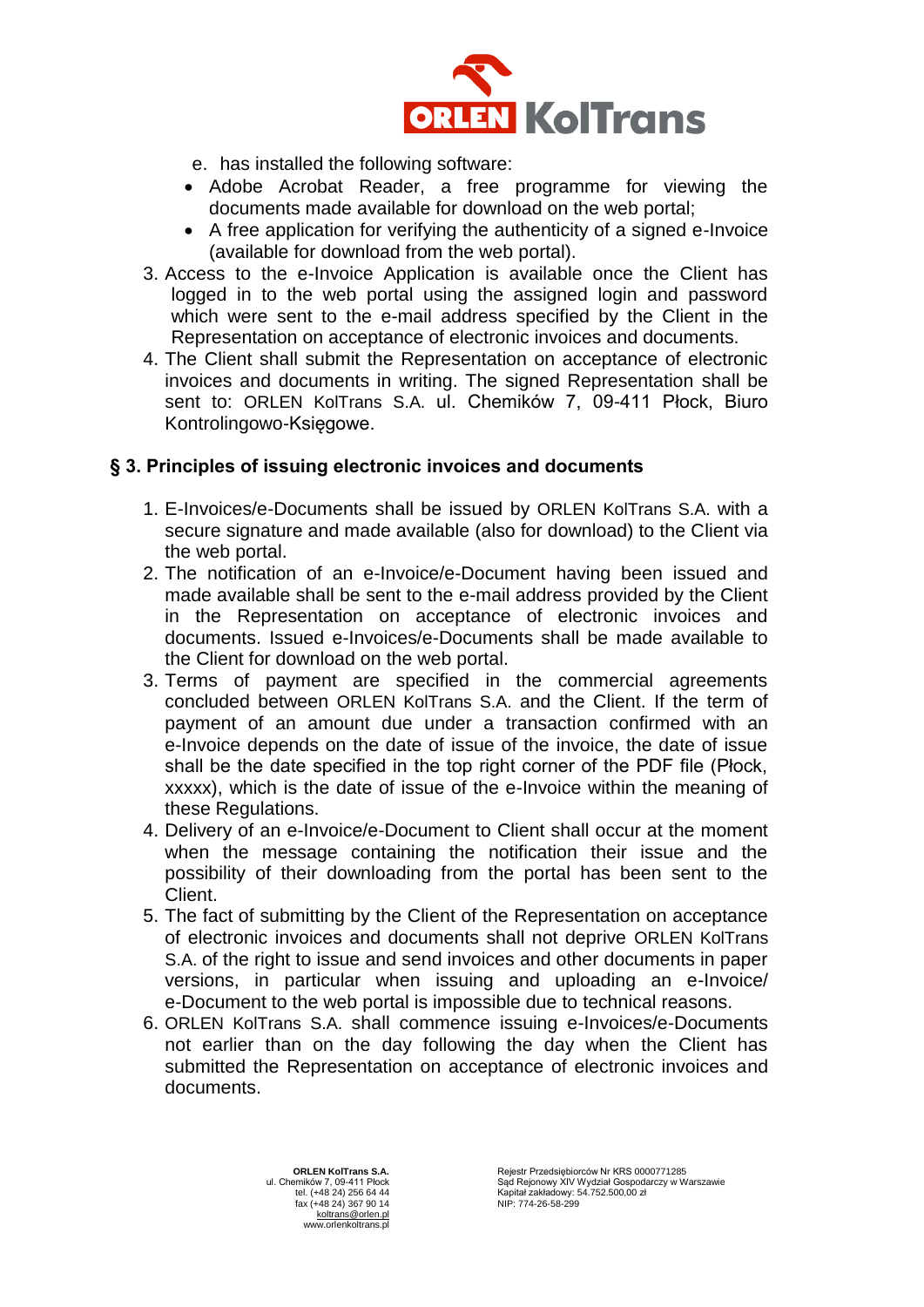e. has installed the following software:

- Adobe Acrobat Reader, a free programme for viewing the documents made available for download on the web portal;
- A free application for verifying the authenticity of a signed e-Invoice (available for download from the web portal).

3. Access to the e-Invoice Application is available once the Client has logged in to the web portal using the assigned login and password which were sent to the e-mail address specified by the Client in the Representation on acceptance of electronic invoices and documents.
4. The Client shall submit the Representation on acceptance of electronic invoices and documents in writing. The signed Representation shall be sent to: ORLEN KolTrans S.A. ul. Chemików 7, 09-411 Płock, Biuro Kontrolingowo-Księgowe.

## § 3. Principles of issuing electronic invoices and documents

1. E-Invoices/e-Documents shall be issued by ORLEN KolTrans S.A. with a secure signature and made available (also for download) to the Client via the web portal.
2. The notification of an e-Invoice/e-Document having been issued and made available shall be sent to the e-mail address provided by the Client in the Representation on acceptance of electronic invoices and documents. Issued e-Invoices/e-Documents shall be made available to the Client for download on the web portal.
3. Terms of payment are specified in the commercial agreements concluded between ORLEN KolTrans S.A. and the Client. If the term of payment of an amount due under a transaction confirmed with an e-Invoice depends on the date of issue of the invoice, the date of issue shall be the date specified in the top right corner of the PDF file (Płock, xxxxx), which is the date of issue of the e-Invoice within the meaning of these Regulations.
4. Delivery of an e-Invoice/e-Document to Client shall occur at the moment when the message containing the notification their issue and the possibility of their downloading from the portal has been sent to the Client.
5. The fact of submitting by the Client of the Representation on acceptance of electronic invoices and documents shall not deprive ORLEN KolTrans S.A. of the right to issue and send invoices and other documents in paper versions, in particular when issuing and uploading an e-Invoice/ e-Document to the web portal is impossible due to technical reasons.
6. ORLEN KolTrans S.A. shall commence issuing e-Invoices/e-Documents not earlier than on the day following the day when the Client has submitted the Representation on acceptance of electronic invoices and documents.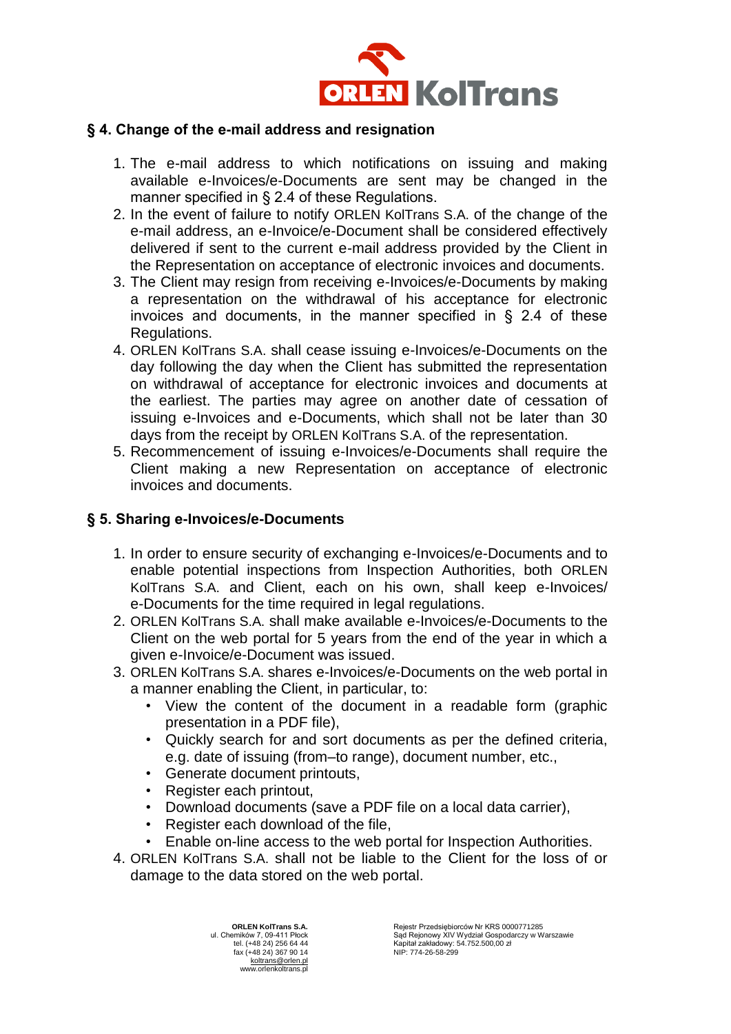## § 4. Change of the e-mail address and resignation

1. The e-mail address to which notifications on issuing and making available e-Invoices/e-Documents are sent may be changed in the manner specified in § 2.4 of these Regulations.
2. In the event of failure to notify ORLEN KolTrans S.A. of the change of the e-mail address, an e-Invoice/e-Document shall be considered effectively delivered if sent to the current e-mail address provided by the Client in the Representation on acceptance of electronic invoices and documents.
3. The Client may resign from receiving e-Invoices/e-Documents by making a representation on the withdrawal of his acceptance for electronic invoices and documents, in the manner specified in § 2.4 of these Regulations.
4. ORLEN KolTrans S.A. shall cease issuing e-Invoices/e-Documents on the day following the day when the Client has submitted the representation on withdrawal of acceptance for electronic invoices and documents at the earliest. The parties may agree on another date of cessation of issuing e-Invoices and e-Documents, which shall not be later than 30 days from the receipt by ORLEN KolTrans S.A. of the representation.
5. Recommencement of issuing e-Invoices/e-Documents shall require the Client making a new Representation on acceptance of electronic invoices and documents.

## § 5. Sharing e-Invoices/e-Documents

1. In order to ensure security of exchanging e-Invoices/e-Documents and to enable potential inspections from Inspection Authorities, both ORLEN KolTrans S.A. and Client, each on his own, shall keep e-Invoices/ e-Documents for the time required in legal regulations.
2. ORLEN KolTrans S.A. shall make available e-Invoices/e-Documents to the Client on the web portal for 5 years from the end of the year in which a given e-Invoice/e-Document was issued.
3. ORLEN KolTrans S.A. shares e-Invoices/e-Documents on the web portal in a manner enabling the Client, in particular, to:
   - View the content of the document in a readable form (graphic presentation in a PDF file),
   - Quickly search for and sort documents as per the defined criteria, e.g. date of issuing (from–to range), document number, etc.,
   - Generate document printouts,
   - Register each printout,
   - Download documents (save a PDF file on a local data carrier),
   - Register each download of the file,
   - Enable on-line access to the web portal for Inspection Authorities.
4. ORLEN KolTrans S.A. shall not be liable to the Client for the loss of or damage to the data stored on the web portal.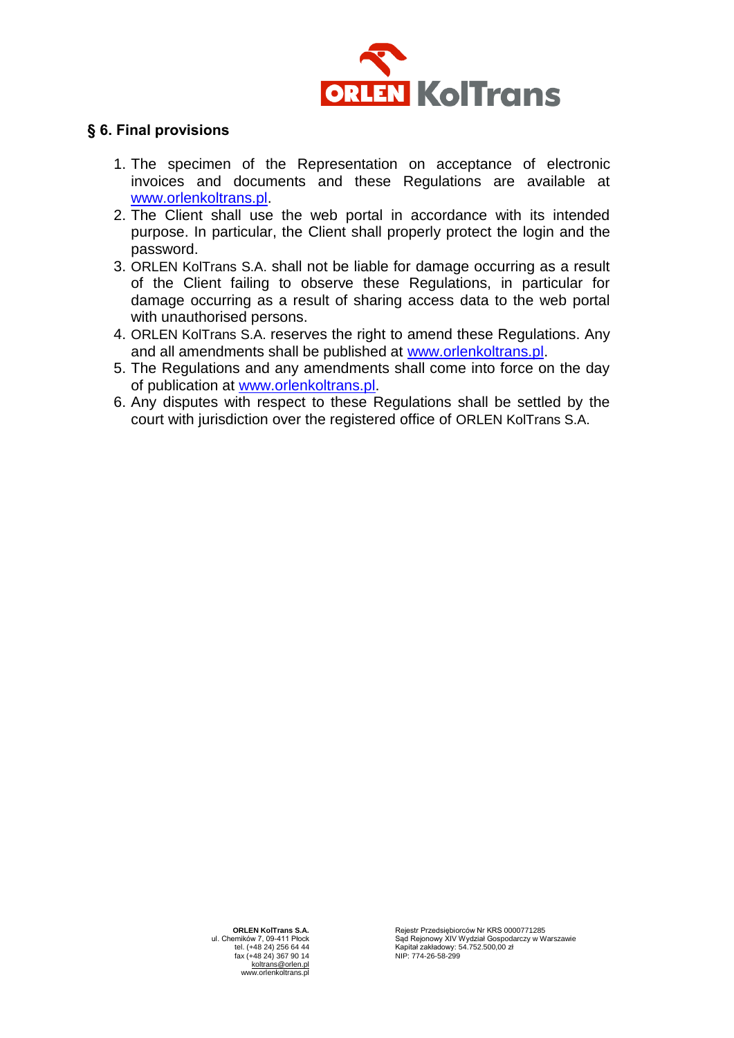## § 6. Final provisions

1. The specimen of the Representation on acceptance of electronic invoices and documents and these Regulations are available at www.orlenkoltrans.pl.
2. The Client shall use the web portal in accordance with its intended purpose. In particular, the Client shall properly protect the login and the password.
3. ORLEN KolTrans S.A. shall not be liable for damage occurring as a result of the Client failing to observe these Regulations, in particular for damage occurring as a result of sharing access data to the web portal with unauthorised persons.
4. ORLEN KolTrans S.A. reserves the right to amend these Regulations. Any and all amendments shall be published at www.orlenkoltrans.pl.
5. The Regulations and any amendments shall come into force on the day of publication at www.orlenkoltrans.pl.
6. Any disputes with respect to these Regulations shall be settled by the court with jurisdiction over the registered office of ORLEN KolTrans S.A.